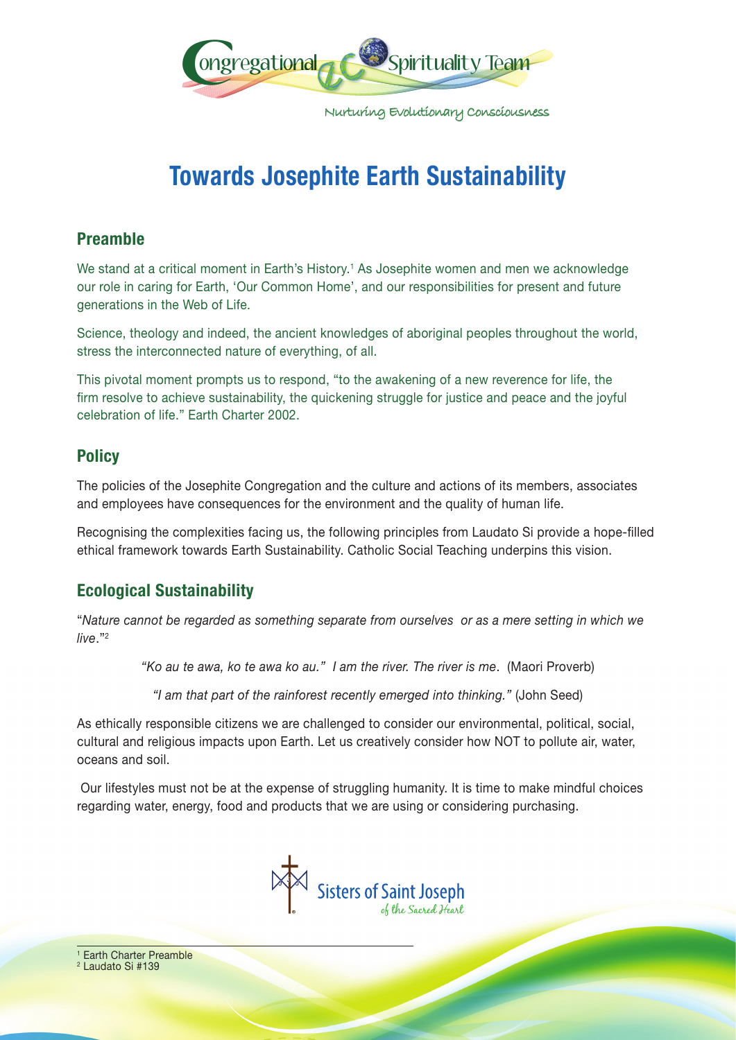Congregational Spirituality Team

Nurturing Evolutionary Consciousness

# Towards Josephite Earth Sustainability

## Preamble

We stand at a critical moment in Earth's History.[1] As Josephite women and men we acknowledge our role in caring for Earth, 'Our Common Home', and our responsibilities for present and future generations in the Web of Life.

Science, theology and indeed, the ancient knowledges of aboriginal peoples throughout the world, stress the interconnected nature of everything, of all.

This pivotal moment prompts us to respond, "to the awakening of a new reverence for life, the firm resolve to achieve sustainability, the quickening struggle for justice and peace and the joyful celebration of life." Earth Charter 2002.

## Policy

The policies of the Josephite Congregation and the culture and actions of its members, associates and employees have consequences for the environment and the quality of human life.

Recognising the complexities facing us, the following principles from Laudato Si provide a hope-filled ethical framework towards Earth Sustainability. Catholic Social Teaching underpins this vision.

## Ecological Sustainability

"*Nature cannot be regarded as something separate from ourselves or as a mere setting in which we live*."[2]

*"Ko au te awa, ko te awa ko au." I am the river. The river is me*. (Maori Proverb)

*"I am that part of the rainforest recently emerged into thinking."* (John Seed)

As ethically responsible citizens we are challenged to consider our environmental, political, social, cultural and religious impacts upon Earth. Let us creatively consider how NOT to pollute air, water, oceans and soil.

Our lifestyles must not be at the expense of struggling humanity. It is time to make mindful choices regarding water, energy, food and products that we are using or considering purchasing.

Sisters of Saint Joseph of the Sacred Heart

[1] Earth Charter Preamble
[2] Laudato Si #139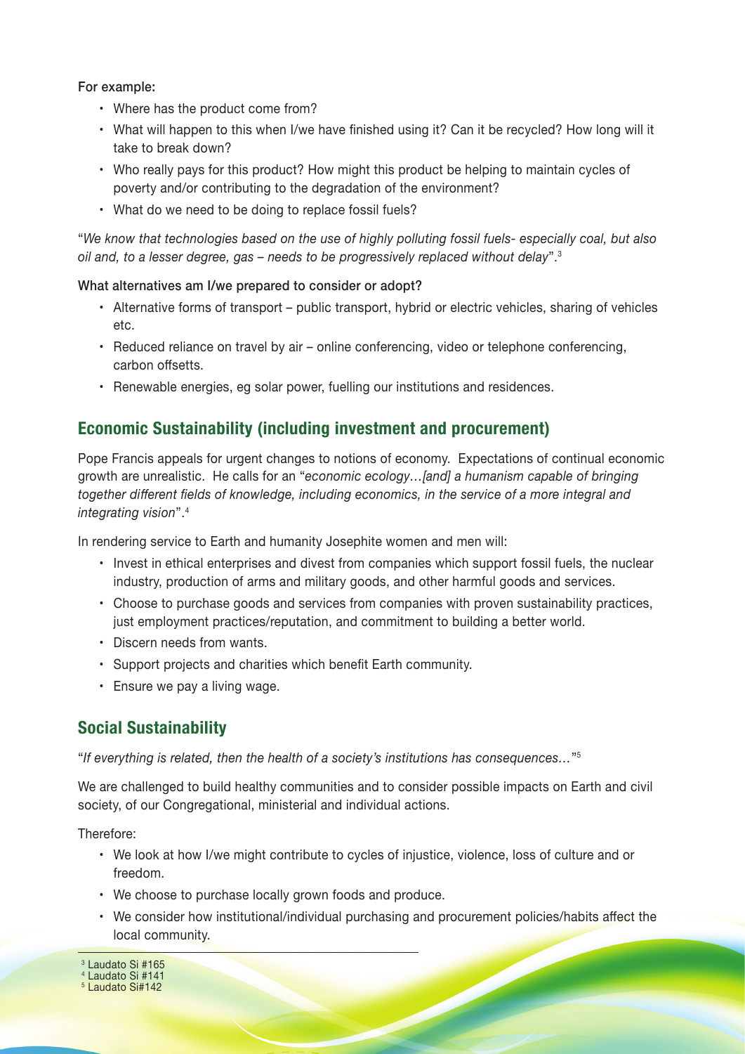For example:

- Where has the product come from?
- What will happen to this when I/we have finished using it? Can it be recycled? How long will it take to break down?
- Who really pays for this product? How might this product be helping to maintain cycles of poverty and/or contributing to the degradation of the environment?
- What do we need to be doing to replace fossil fuels?

"*We know that technologies based on the use of highly polluting fossil fuels- especially coal, but also oil and, to a lesser degree, gas – needs to be progressively replaced without delay*".[3]

What alternatives am I/we prepared to consider or adopt?

- Alternative forms of transport – public transport, hybrid or electric vehicles, sharing of vehicles etc.
- Reduced reliance on travel by air – online conferencing, video or telephone conferencing, carbon offsetts.
- Renewable energies, eg solar power, fuelling our institutions and residences.

## Economic Sustainability (including investment and procurement)

Pope Francis appeals for urgent changes to notions of economy. Expectations of continual economic growth are unrealistic. He calls for an "*economic ecology…[and] a humanism capable of bringing together different fields of knowledge, including economics, in the service of a more integral and integrating vision*".[4]

In rendering service to Earth and humanity Josephite women and men will:

- Invest in ethical enterprises and divest from companies which support fossil fuels, the nuclear industry, production of arms and military goods, and other harmful goods and services.
- Choose to purchase goods and services from companies with proven sustainability practices, just employment practices/reputation, and commitment to building a better world.
- Discern needs from wants.
- Support projects and charities which benefit Earth community.
- Ensure we pay a living wage.

## Social Sustainability

"*If everything is related, then the health of a society's institutions has consequences…*"[5]

We are challenged to build healthy communities and to consider possible impacts on Earth and civil society, of our Congregational, ministerial and individual actions.

Therefore:

- We look at how I/we might contribute to cycles of injustice, violence, loss of culture and or freedom.
- We choose to purchase locally grown foods and produce.
- We consider how institutional/individual purchasing and procurement policies/habits affect the local community.

---

[3] Laudato Si #165
[4] Laudato Si #141
[5] Laudato Si#142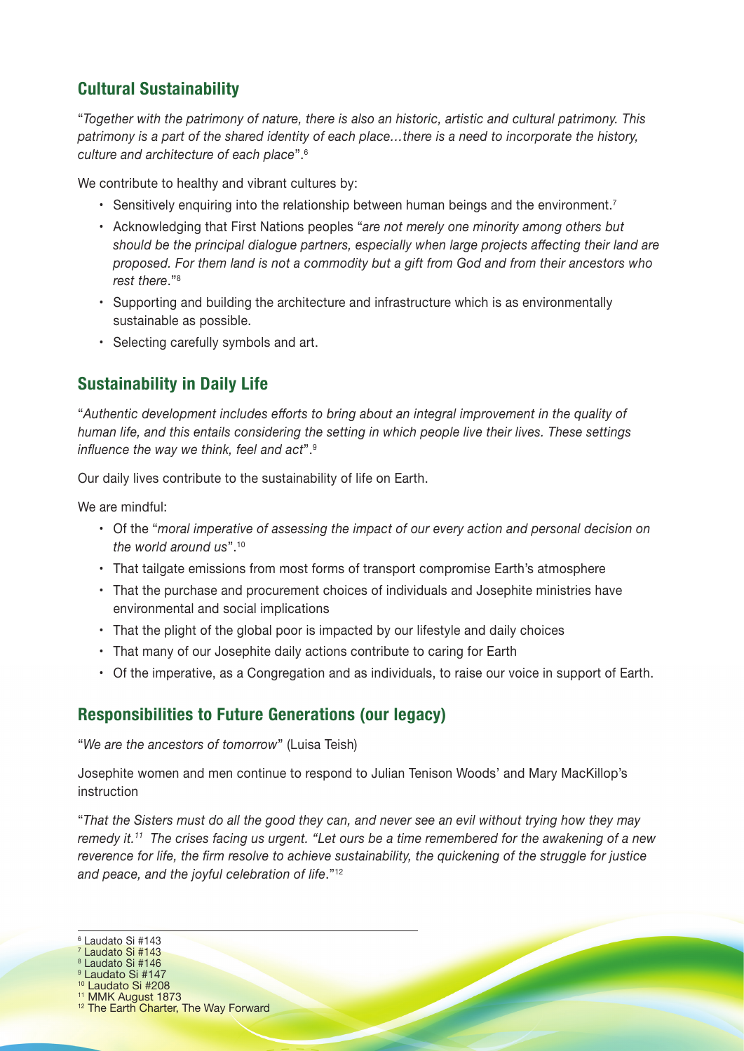## Cultural Sustainability

"*Together with the patrimony of nature, there is also an historic, artistic and cultural patrimony. This patrimony is a part of the shared identity of each place…there is a need to incorporate the history, culture and architecture of each place*".[6]

We contribute to healthy and vibrant cultures by:

- Sensitively enquiring into the relationship between human beings and the environment.[7]
- Acknowledging that First Nations peoples "*are not merely one minority among others but should be the principal dialogue partners, especially when large projects affecting their land are proposed. For them land is not a commodity but a gift from God and from their ancestors who rest there*."[8]
- Supporting and building the architecture and infrastructure which is as environmentally sustainable as possible.
- Selecting carefully symbols and art.

## Sustainability in Daily Life

"*Authentic development includes efforts to bring about an integral improvement in the quality of human life, and this entails considering the setting in which people live their lives. These settings influence the way we think, feel and act*".[9]

Our daily lives contribute to the sustainability of life on Earth.

We are mindful:

- Of the "*moral imperative of assessing the impact of our every action and personal decision on the world around us*".[10]
- That tailgate emissions from most forms of transport compromise Earth's atmosphere
- That the purchase and procurement choices of individuals and Josephite ministries have environmental and social implications
- That the plight of the global poor is impacted by our lifestyle and daily choices
- That many of our Josephite daily actions contribute to caring for Earth
- Of the imperative, as a Congregation and as individuals, to raise our voice in support of Earth.

## Responsibilities to Future Generations (our legacy)

"*We are the ancestors of tomorrow*" (Luisa Teish)

Josephite women and men continue to respond to Julian Tenison Woods' and Mary MacKillop's instruction

"*That the Sisters must do all the good they can, and never see an evil without trying how they may remedy it.*[11] *The crises facing us urgent. "Let ours be a time remembered for the awakening of a new reverence for life, the firm resolve to achieve sustainability, the quickening of the struggle for justice and peace, and the joyful celebration of life*."[12]

---

[6] Laudato Si #143
[7] Laudato Si #143
[8] Laudato Si #146
[9] Laudato Si #147
[10] Laudato Si #208
[11] MMK August 1873
[12] The Earth Charter, The Way Forward